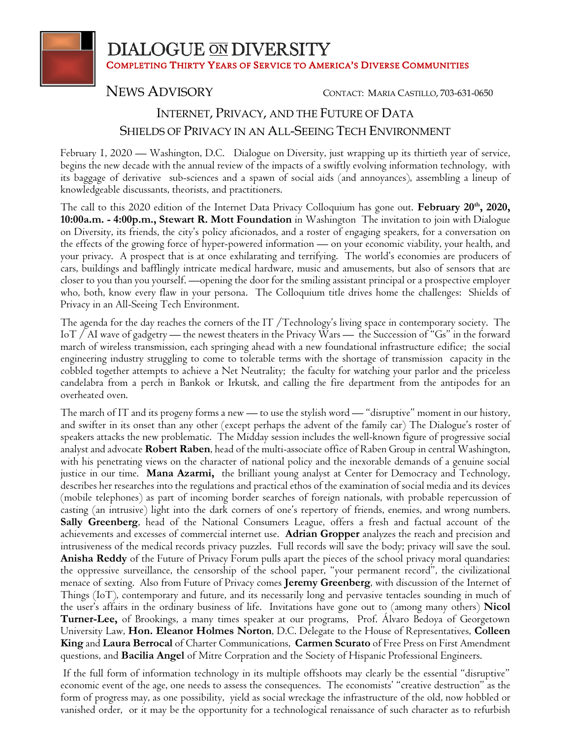# DIALOGUE ON DIVERSITY

**COMPLETING THIRTY YEARS OF SERVICE TO AMERICA'S DIVERSE COMMUNITIES**

NEWS ADVISORY — CONTACT: MARIA CASTILLO, 703-631-0650

## INTERNET, PRIVACY, AND THE FUTURE OF DATA
## SHIELDS OF PRIVACY IN AN ALL-SEEING TECH ENVIRONMENT

February 1, 2020 — Washington, D.C. Dialogue on Diversity, just wrapping up its thirtieth year of service, begins the new decade with the annual review of the impacts of a swiftly evolving information technology, with its baggage of derivative sub-sciences and a spawn of social aids (and annoyances), assembling a lineup of knowledgeable discussants, theorists, and practitioners.

The call to this 2020 edition of the Internet Data Privacy Colloquium has gone out. **February 20th, 2020, 10:00a.m. - 4:00p.m., Stewart R. Mott Foundation** in Washington The invitation to join with Dialogue on Diversity, its friends, the city's policy aficionados, and a roster of engaging speakers, for a conversation on the effects of the growing force of hyper-powered information — on your economic viability, your health, and your privacy. A prospect that is at once exhilarating and terrifying. The world's economies are producers of cars, buildings and bafflingly intricate medical hardware, music and amusements, but also of sensors that are closer to you than you yourself. —opening the door for the smiling assistant principal or a prospective employer who, both, know every flaw in your persona. The Colloquium title drives home the challenges: Shields of Privacy in an All-Seeing Tech Environment.

The agenda for the day reaches the corners of the IT /Technology's living space in contemporary society. The IoT / AI wave of gadgetry — the newest theaters in the Privacy Wars — the Succession of "Gs" in the forward march of wireless transmission, each springing ahead with a new foundational infrastructure edifice; the social engineering industry struggling to come to tolerable terms with the shortage of transmission capacity in the cobbled together attempts to achieve a Net Neutrality; the faculty for watching your parlor and the priceless candelabra from a perch in Bankok or Irkutsk, and calling the fire department from the antipodes for an overheated oven.

The march of IT and its progeny forms a new — to use the stylish word — "disruptive" moment in our history, and swifter in its onset than any other (except perhaps the advent of the family car) The Dialogue's roster of speakers attacks the new problematic. The Midday session includes the well-known figure of progressive social analyst and advocate **Robert Raben**, head of the multi-associate office of Raben Group in central Washington, with his penetrating views on the character of national policy and the inexorable demands of a genuine social justice in our time. **Mana Azarmi,** the brilliant young analyst at Center for Democracy and Technology, describes her researches into the regulations and practical ethos of the examination of social media and its devices (mobile telephones) as part of incoming border searches of foreign nationals, with probable repercussion of casting (an intrusive) light into the dark corners of one's repertory of friends, enemies, and wrong numbers. **Sally Greenberg**, head of the National Consumers League, offers a fresh and factual account of the achievements and excesses of commercial internet use. **Adrian Gropper** analyzes the reach and precision and intrusiveness of the medical records privacy puzzles. Full records will save the body; privacy will save the soul. **Anisha Reddy** of the Future of Privacy Forum pulls apart the pieces of the school privacy moral quandaries: the oppressive surveillance, the censorship of the school paper, "your permanent record", the civilizational menace of sexting. Also from Future of Privacy comes **Jeremy Greenberg**, with discussion of the Internet of Things (IoT), contemporary and future, and its necessarily long and pervasive tentacles sounding in much of the user's affairs in the ordinary business of life. Invitations have gone out to (among many others) **Nicol Turner-Lee,** of Brookings, a many times speaker at our programs, Prof. Álvaro Bedoya of Georgetown University Law, **Hon. Eleanor Holmes Norton**, D.C. Delegate to the House of Representatives, **Colleen King** and **Laura Berrocal** of Charter Communications, **Carmen Scurato** of Free Press on First Amendment questions, and **Bacilia Angel** of Mitre Corpration and the Society of Hispanic Professional Engineers.

If the full form of information technology in its multiple offshoots may clearly be the essential "disruptive" economic event of the age, one needs to assess the consequences. The economists' "creative destruction" as the form of progress may, as one possibility, yield as social wreckage the infrastructure of the old, now hobbled or vanished order, or it may be the opportunity for a technological renaissance of such character as to refurbish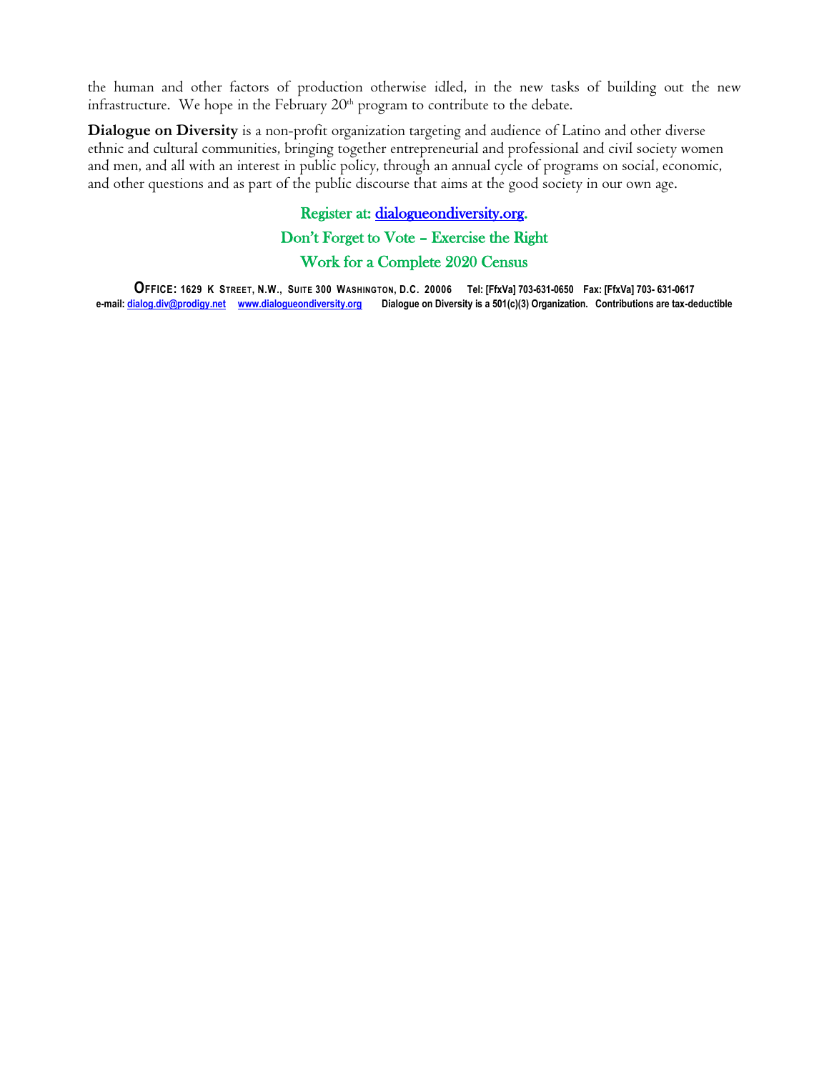the human and other factors of production otherwise idled, in the new tasks of building out the new infrastructure. We hope in the February 20th program to contribute to the debate.

**Dialogue on Diversity** is a non-profit organization targeting and audience of Latino and other diverse ethnic and cultural communities, bringing together entrepreneurial and professional and civil society women and men, and all with an interest in public policy, through an annual cycle of programs on social, economic, and other questions and as part of the public discourse that aims at the good society in our own age.

Register at: dialogueondiversity.org.

Don't Forget to Vote – Exercise the Right

Work for a Complete 2020 Census

**OFFICE: 1629 K STREET, N.W., SUITE 300 WASHINGTON, D.C. 20006 Tel: [FfxVa] 703-631-0650 Fax: [FfxVa] 703- 631-0617**
**e-mail: dialog.div@prodigy.net www.dialogueondiversity.org Dialogue on Diversity is a 501(c)(3) Organization. Contributions are tax-deductible**